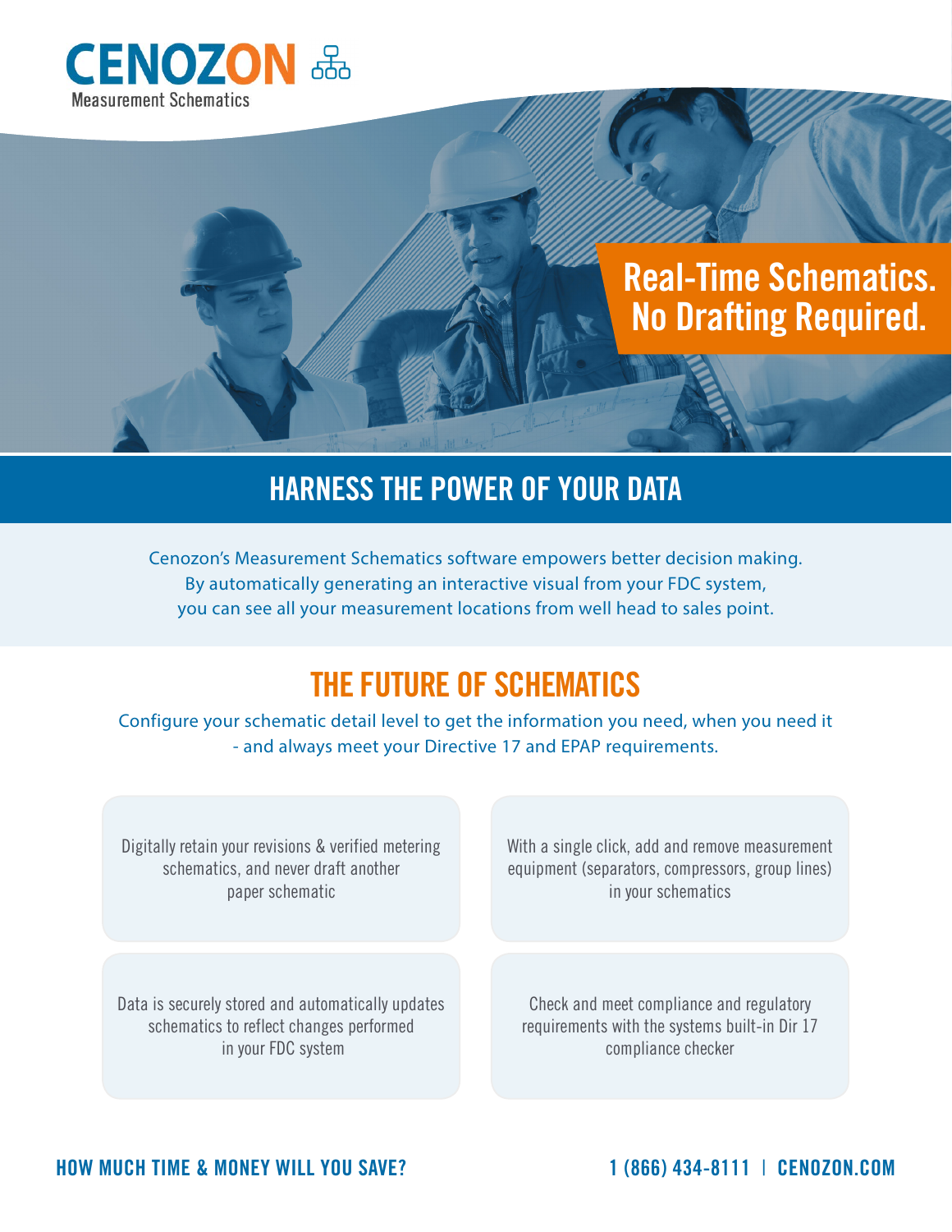# CENOZON

Measurement Schematics

## Real-Time Schematics. No Drafting Required.

## HARNESS THE POWER OF YOUR DATA

Cenozon's Measurement Schematics software empowers better decision making. By automatically generating an interactive visual from your FDC system, you can see all your measurement locations from well head to sales point.

## THE FUTURE OF SCHEMATICS

Configure your schematic detail level to get the information you need, when you need it - and always meet your Directive 17 and EPAP requirements.

Digitally retain your revisions & verified metering schematics, and never draft another paper schematic

With a single click, add and remove measurement equipment (separators, compressors, group lines) in your schematics

Data is securely stored and automatically updates schematics to reflect changes performed in your FDC system

Check and meet compliance and regulatory requirements with the systems built-in Dir 17 compliance checker

**HOW MUCH TIME & MONEY WILL YOU SAVE?**

**1 (866) 434-8111 | CENOZON.COM**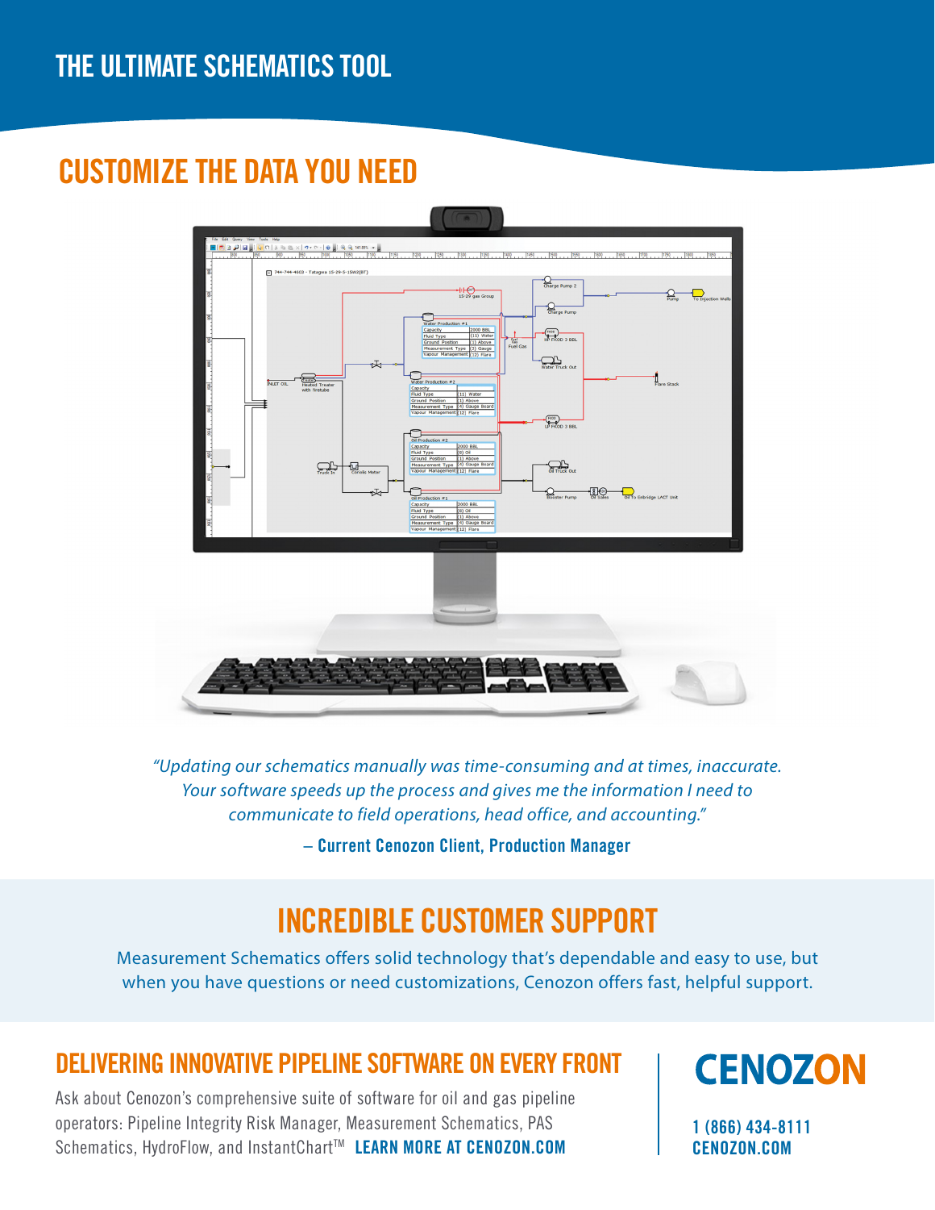# THE ULTIMATE SCHEMATICS TOOL

## CUSTOMIZE THE DATA YOU NEED

*"Updating our schematics manually was time-consuming and at times, inaccurate. Your software speeds up the process and gives me the information I need to communicate to field operations, head office, and accounting."*

**– Current Cenozon Client, Production Manager**

## INCREDIBLE CUSTOMER SUPPORT

Measurement Schematics offers solid technology that's dependable and easy to use, but when you have questions or need customizations, Cenozon offers fast, helpful support.

## DELIVERING INNOVATIVE PIPELINE SOFTWARE ON EVERY FRONT

Ask about Cenozon's comprehensive suite of software for oil and gas pipeline operators: Pipeline Integrity Risk Manager, Measurement Schematics, PAS Schematics, HydroFlow, and InstantChart™ **LEARN MORE AT CENOZON.COM**

**CENOZON**

**1 (866) 434-8111**
**CENOZON.COM**